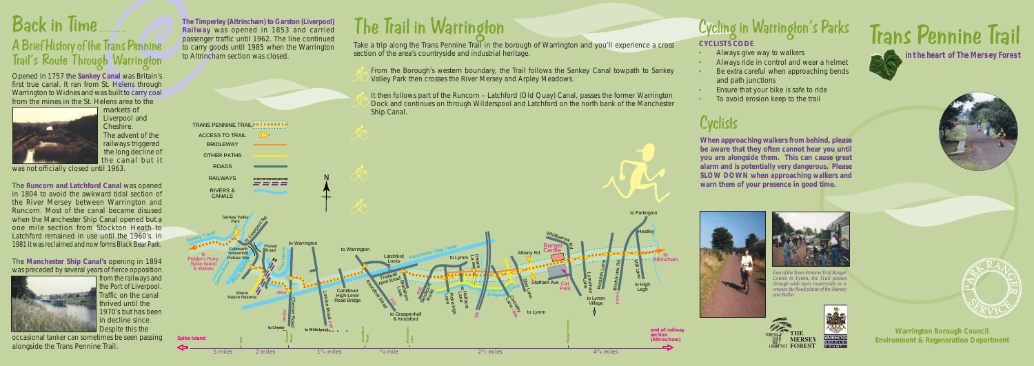# Back in Time...........

## A Brief History of the Trans Pennine Trail's Route Through Warrington

Opened in 1757 the **Sankey Canal** was Britain's first true canal. It ran from St. Helens through Warrington to Widnes and was built to carry coal from the mines in the St. Helens area to the markets of Liverpool and Cheshire. The advent of the railways triggered the long decline of the canal but it was not officially closed until 1963.

The **Runcorn and Latchford Canal** was opened in 1804 to avoid the awkward tidal section of the River Mersey between Warrington and Runcorn. Most of the canal became disused when the Manchester Ship Canal opened but a one mile section from Stockton Heath to Latchford remained in use until the 1960's. In 1981 it was reclaimed and now forms Black Bear Park.

The **Manchester Ship Canal's** opening in 1894 was preceded by several years of fierce opposition from the railways and the Port of Liverpool. Traffic on the canal thrived until the 1970's but has been in decline since. Despite this the occasional tanker can sometimes be seen passing alongside the Trans Pennine Trail.

**The Timperley (Altrincham) to Garston (Liverpool) Railway** was opened in 1853 and carried passenger traffic until 1962. The line continued to carry goods until 1985 when the Warrington to Altrincham section was closed.

# The Trail in Warrington

Take a trip along the Trans Pennine Trail in the borough of Warrington and you'll experience a cross section of the area's countryside and industrial heritage.

From the Borough's western boundary, the Trail follows the Sankey Canal towpath to Sankey Valley Park then crosses the River Mersey and Arpley Meadows.

It then follows part of the Runcorn – Latchford (Old Quay) Canal, passes the former Warrington Dock and continues on through Wilderspool and Latchford on the north bank of the Manchester Ship Canal.

TRANS PENNINE TRAIL
ACCESS TO TRAIL
BRIDLEWAY
OTHER PATHS
ROADS
RAILWAYS
RIVERS & CANALS

N

Sankey Valley Park, Sankey Canal, to Liverpool Rd, to Fiddler's Ferry, Spike Island & Widnes, Gatewarth Household Refuse Site, Private Road, to Warrington, Moore Nature Reserve, steps, Chester Road, London Road A49, to Chester, to Whitegate, Cantilever High-Level Road Bridge, Knutsford Road, Thelwall New Road, Bradshaw Lane, Latchford Locks, Manchester Ship Canal, Grappenhall Road, to Grappenhall & Knutsford, to Lymm, Kingsway, Halliwell Lane, Bridgewater Canal, Camsley Lane, Stag Lane, Albany Rd, Ranger Centre, Statham Ave, Car Park, to Lymm, Lymmhey Lane, Birchbrook Rd, Heatley Lane, Whitbarrow Rd, Heatley, to Partington, Mill Lane, to High Legh, to Altrincham, to Lymm Village

Spike Island — 5 miles — 2 miles — 1¾ miles — ¾ mile — 2½ miles — 4¾ miles — end of railway section (Altrincham)

# Cycling in Warrington's Parks

**CYCLISTS CODE**

- Always give way to walkers
- Always ride in control and wear a helmet
- Be extra careful when approaching bends and path junctions
- Ensure that your bike is safe to ride
- To avoid erosion keep to the trail

# Cyclists

**When approaching walkers from behind, please be aware that they often cannot hear you until you are alongside them. This can cause great alarm and is potentially very dangerous. Please SLOW DOWN when approaching walkers and warn them of your presence in good time.**

*East of the Trans Pennine Trail Ranger Centre in Lymm, the Trail passes through wide open countryside as it crosses the flood plain of the Mersey and Bollin.*

THE MERSEY FOREST

# Trans Pennine Trail

**in the heart of The Mersey Forest**

PARK RANGER SERVICE

**Warrington Borough Council**
**Environment & Regeneration Department**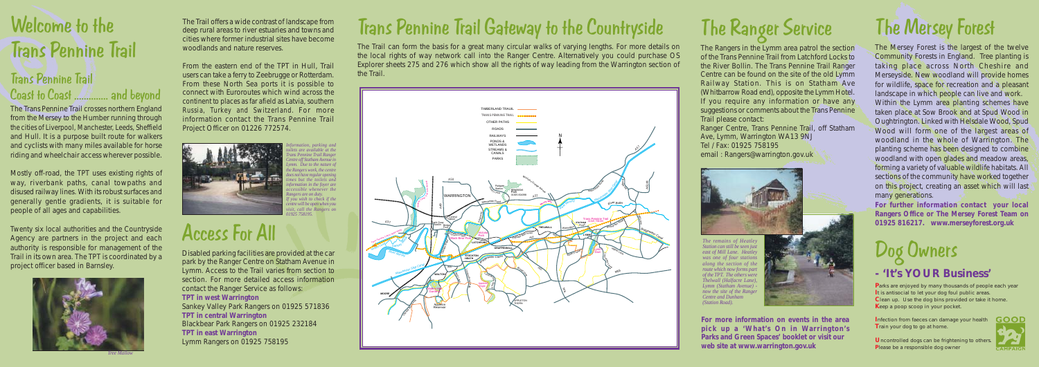# Welcome to the Trans Pennine Trail

## Trans Pennine Trail Coast to Coast .............. and beyond

The Trans Pennine Trail crosses northern England from the Mersey to the Humber running through the cities of Liverpool, Manchester, Leeds, Sheffield and Hull. It is a purpose built route for walkers and cyclists with many miles available for horse riding and wheelchair access wherever possible.

Mostly off-road, the TPT uses existing rights of way, riverbank paths, canal towpaths and disused railway lines. With its robust surfaces and generally gentle gradients, it is suitable for people of all ages and capabilities.

Twenty six local authorities and the Countryside Agency are partners in the project and each authority is responsible for management of the Trail in its own area. The TPT is coordinated by a project officer based in Barnsley.

*Tree Mallow*

The Trail offers a wide contrast of landscape from deep rural areas to river estuaries and towns and cities where former industrial sites have become woodlands and nature reserves.

From the eastern end of the TPT in Hull, Trail users can take a ferry to Zeebrugge or Rotterdam. From these North Sea ports it is possible to connect with Euroroutes which wind across the continent to places as far afield as Latvia, southern Russia, Turkey and Switzerland. For more information contact the Trans Pennine Trail Project Officer on 01226 772574.

*Information, parking and toilets are available at the Trans Pennine Trail Ranger Centre off Statham Avenue in Lymm. Due to the nature of the Rangers work, the centre does not have regular opening times but the toilets and information in the foyer are accessible whenever the Rangers are on duty. If you wish to check if the centre will be open when you visit, call the Rangers on 01925 758195.*

# Access For All

Disabled parking facilities are provided at the car park by the Ranger Centre on Statham Avenue in Lymm. Access to the Trail varies from section to section. For more detailed access information contact the Ranger Service as follows:

**TPT in west Warrington**
Sankey Valley Park Rangers on 01925 571836
**TPT in central Warrington**
Blackbear Park Rangers on 01925 232184
**TPT in east Warrington**
Lymm Rangers on 01925 758195

# Trans Pennine Trail Gateway to the Countryside

The Trail can form the basis for a great many circular walks of varying lengths. For more details on the local rights of way network call into the Ranger Centre. Alternatively you could purchase OS Explorer sheets 275 and 276 which show all the rights of way leading from the Warrington section of the Trail.

TIMBERLAND TRAIL
TRANS PENNINE TRAIL
OTHER PATHS
ROADS
RAILWAYS
PONDS & WETLANDS
STREAMS & CANALS
PARKS

# The Ranger Service

The Rangers in the Lymm area patrol the section of the Trans Pennine Trail from Latchford Locks to the River Bollin. The Trans Pennine Trail Ranger Centre can be found on the site of the old Lymm Railway Station. This is on Statham Ave (Whitbarrow Road end), opposite the Lymm Hotel. If you require any information or have any suggestions or comments about the Trans Pennine Trail please contact:

Ranger Centre, Trans Pennine Trail, off Statham Ave, Lymm, Warrington WA13 9NJ
Tel / Fax: 01925 758195
email : Rangers@warrington.gov.uk

*The remains of Heatley Station can still be seen just east of Mill Lane. Heatley was one of four stations along the section of the route which now forms part of the TPT. The others were Thelwall (Halfacre Lane), Lymm (Statham Avenue) - now the site of the Ranger Centre and Dunham (Station Road).*

**For more information on events in the area pick up a 'What's On in Warrington's Parks and Green Spaces' booklet or visit our web site at www.warrington.gov.uk**

# The Mersey Forest

The Mersey Forest is the largest of the twelve Community Forests in England. Tree planting is taking place across North Cheshire and Merseyside. New woodland will provide homes for wildlife, space for recreation and a pleasant landscape in which people can live and work. Within the Lymm area planting schemes have taken place at Sow Brook and at Spud Wood in Oughtrington. Linked with Helsdale Wood, Spud Wood will form one of the largest areas of woodland in the whole of Warrington. The planting scheme has been designed to combine woodland with open glades and meadow areas, forming a variety of valuable wildlife habitats. All sections of the community have worked together on this project, creating an asset which will last many generations.

**For further information contact your local Rangers Office or The Mersey Forest Team on 01925 816217. www.merseyforest.org.uk**

# Dog Owners

## - 'It's YOUR Business'

**P**arks are enjoyed by many thousands of people each year
**I**t is antisocial to let your dog foul public areas.
**C**lean up. Use the dog bins provided or take it home.
**K**eep a poop scoop in your pocket.

**I**nfection from faeces can damage your health
**T**rain your dog to go at home.

**U**ncontrolled dogs can be frightening to others.
**P**lease be a responsible dog owner

GOOD CAMPAIGN